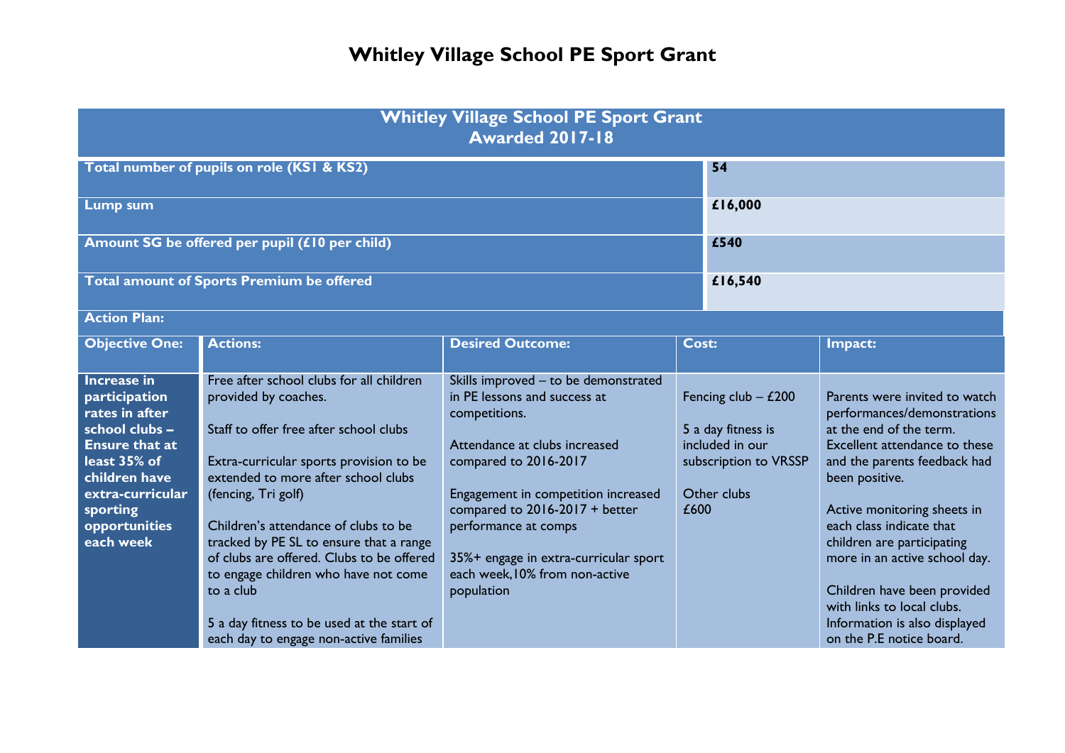# Whitley Village School PE Sport Grant

| Whitley Village School PE Sport Grant<br>Awarded 2017-18 | |
|---|---|
| **Total number of pupils on role (KS1 & KS2)** | **54** |
| **Lump sum** | **£16,000** |
| **Amount SG be offered per pupil (£10 per child)** | **£540** |
| **Total amount of Sports Premium be offered** | **£16,540** |

**Action Plan:**

| Objective One: | Actions: | Desired Outcome: | Cost: | Impact: |
|---|---|---|---|---|
| **Increase in participation rates in after school clubs – Ensure that at least 35% of children have extra-curricular sporting opportunities each week** | Free after school clubs for all children provided by coaches.<br><br>Staff to offer free after school clubs<br><br>Extra-curricular sports provision to be extended to more after school clubs (fencing, Tri golf)<br><br>Children's attendance of clubs to be tracked by PE SL to ensure that a range of clubs are offered. Clubs to be offered to engage children who have not come to a club<br><br>5 a day fitness to be used at the start of each day to engage non-active families | Skills improved – to be demonstrated in PE lessons and success at competitions.<br><br>Attendance at clubs increased compared to 2016-2017<br><br>Engagement in competition increased compared to 2016-2017 + better performance at comps<br><br>35%+ engage in extra-curricular sport each week,10% from non-active population | Fencing club – £200<br><br>5 a day fitness is included in our subscription to VRSSP<br><br>Other clubs £600 | Parents were invited to watch performances/demonstrations at the end of the term. Excellent attendance to these and the parents feedback had been positive.<br><br>Active monitoring sheets in each class indicate that children are participating more in an active school day.<br><br>Children have been provided with links to local clubs. Information is also displayed on the P.E notice board. |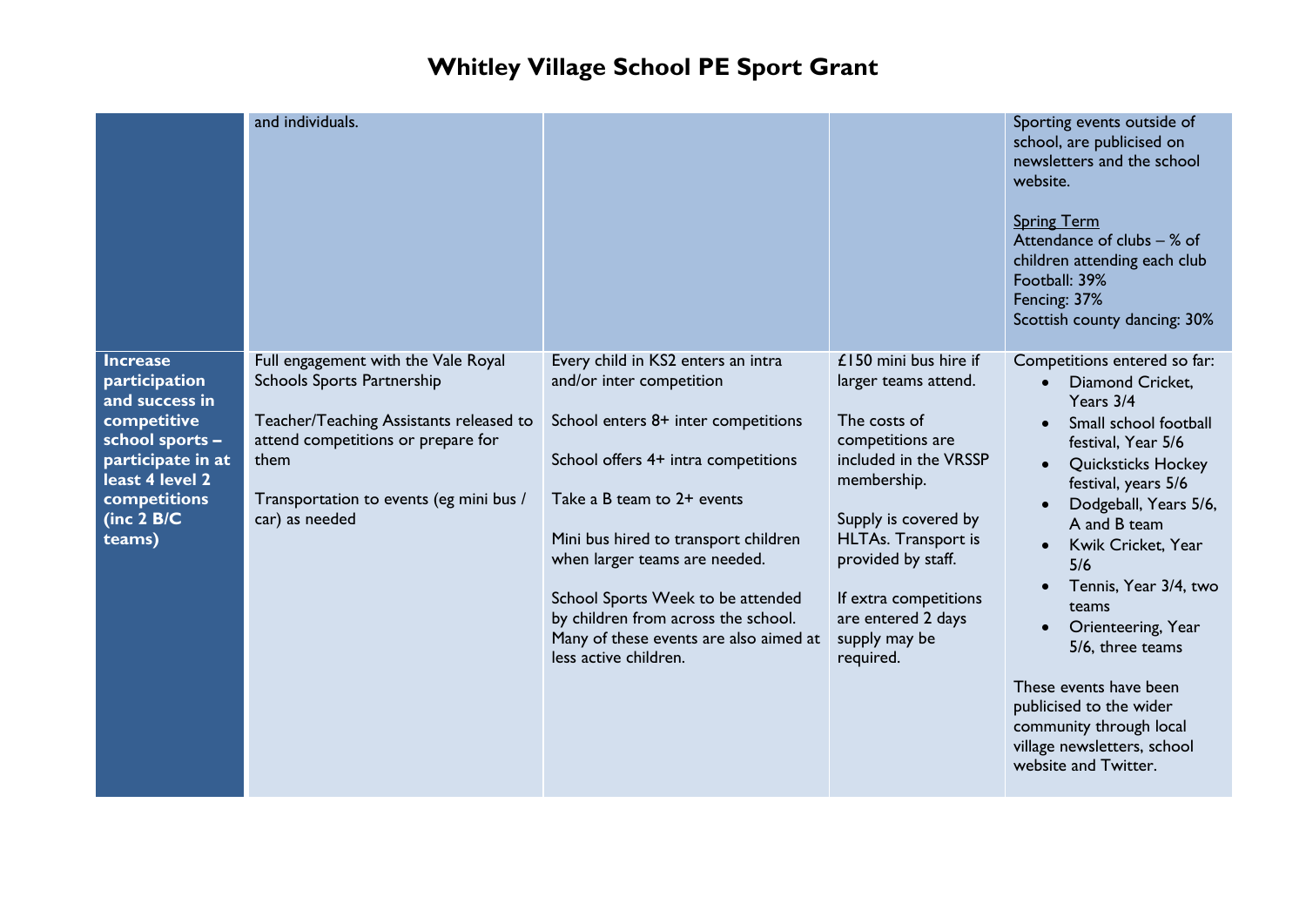# Whitley Village School PE Sport Grant

| | | | | |
|---|---|---|---|---|
| | and individuals. | | | Sporting events outside of school, are publicised on newsletters and the school website.<br><br>Spring Term<br>Attendance of clubs – % of children attending each club<br>Football: 39%<br>Fencing: 37%<br>Scottish county dancing: 30% |
| **Increase participation and success in competitive school sports – participate in at least 4 level 2 competitions (inc 2 B/C teams)** | Full engagement with the Vale Royal Schools Sports Partnership<br><br>Teacher/Teaching Assistants released to attend competitions or prepare for them<br><br>Transportation to events (eg mini bus / car) as needed | Every child in KS2 enters an intra and/or inter competition<br><br>School enters 8+ inter competitions<br><br>School offers 4+ intra competitions<br><br>Take a B team to 2+ events<br><br>Mini bus hired to transport children when larger teams are needed.<br><br>School Sports Week to be attended by children from across the school. Many of these events are also aimed at less active children. | £150 mini bus hire if larger teams attend.<br><br>The costs of competitions are included in the VRSSP membership.<br><br>Supply is covered by HLTAs. Transport is provided by staff.<br><br>If extra competitions are entered 2 days supply may be required. | Competitions entered so far:<br>• Diamond Cricket, Years 3/4<br>• Small school football festival, Year 5/6<br>• Quicksticks Hockey festival, years 5/6<br>• Dodgeball, Years 5/6, A and B team<br>• Kwik Cricket, Year 5/6<br>• Tennis, Year 3/4, two teams<br>• Orienteering, Year 5/6, three teams<br><br>These events have been publicised to the wider community through local village newsletters, school website and Twitter. |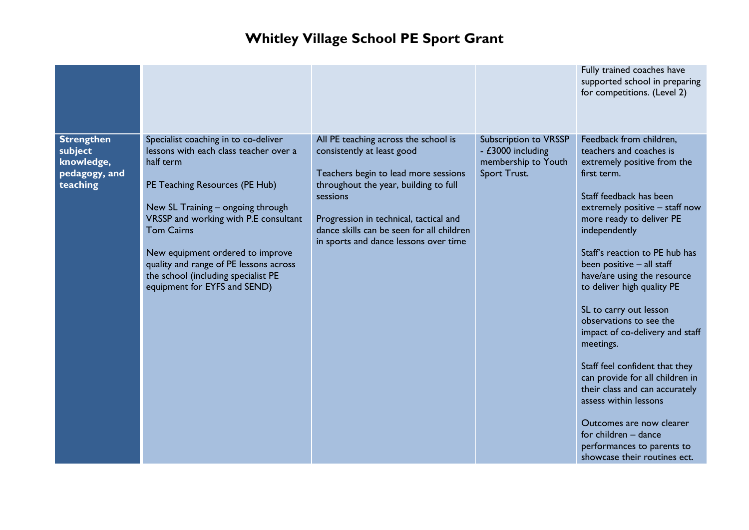# Whitley Village School PE Sport Grant

| | | | | |
|---|---|---|---|---|
| | | | | Fully trained coaches have supported school in preparing for competitions. (Level 2) |
| **Strengthen subject knowledge, pedagogy, and teaching** | Specialist coaching in to co-deliver lessons with each class teacher over a half term<br><br>PE Teaching Resources (PE Hub)<br><br>New SL Training – ongoing through VRSSP and working with P.E consultant Tom Cairns<br><br>New equipment ordered to improve quality and range of PE lessons across the school (including specialist PE equipment for EYFS and SEND) | All PE teaching across the school is consistently at least good<br><br>Teachers begin to lead more sessions throughout the year, building to full sessions<br><br>Progression in technical, tactical and dance skills can be seen for all children in sports and dance lessons over time | Subscription to VRSSP - £3000 including membership to Youth Sport Trust. | Feedback from children, teachers and coaches is extremely positive from the first term.<br><br>Staff feedback has been extremely positive – staff now more ready to deliver PE independently<br><br>Staff's reaction to PE hub has been positive – all staff have/are using the resource to deliver high quality PE<br><br>SL to carry out lesson observations to see the impact of co-delivery and staff meetings.<br><br>Staff feel confident that they can provide for all children in their class and can accurately assess within lessons<br><br>Outcomes are now clearer for children – dance performances to parents to showcase their routines ect. |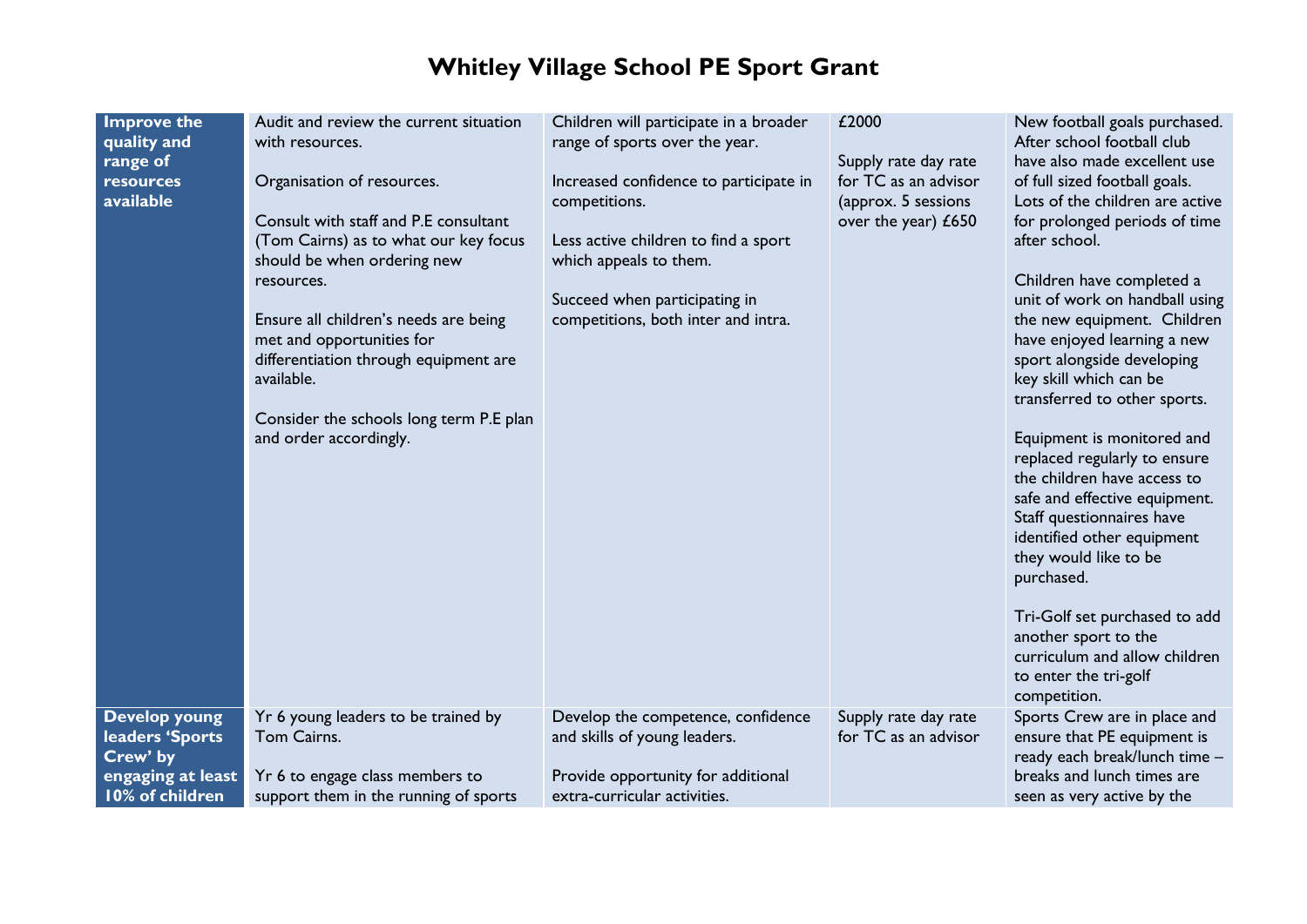# Whitley Village School PE Sport Grant

| | | | | |
|---|---|---|---|---|
| **Improve the quality and range of resources available** | Audit and review the current situation with resources.<br><br>Organisation of resources.<br><br>Consult with staff and P.E consultant (Tom Cairns) as to what our key focus should be when ordering new resources.<br><br>Ensure all children's needs are being met and opportunities for differentiation through equipment are available.<br><br>Consider the schools long term P.E plan and order accordingly. | Children will participate in a broader range of sports over the year.<br><br>Increased confidence to participate in competitions.<br><br>Less active children to find a sport which appeals to them.<br><br>Succeed when participating in competitions, both inter and intra. | £2000<br><br>Supply rate day rate for TC as an advisor (approx. 5 sessions over the year) £650 | New football goals purchased. After school football club have also made excellent use of full sized football goals. Lots of the children are active for prolonged periods of time after school.<br><br>Children have completed a unit of work on handball using the new equipment. Children have enjoyed learning a new sport alongside developing key skill which can be transferred to other sports.<br><br>Equipment is monitored and replaced regularly to ensure the children have access to safe and effective equipment. Staff questionnaires have identified other equipment they would like to be purchased.<br><br>Tri-Golf set purchased to add another sport to the curriculum and allow children to enter the tri-golf competition. |
| **Develop young leaders 'Sports Crew' by engaging at least 10% of children** | Yr 6 young leaders to be trained by Tom Cairns.<br><br>Yr 6 to engage class members to support them in the running of sports | Develop the competence, confidence and skills of young leaders.<br><br>Provide opportunity for additional extra-curricular activities. | Supply rate day rate for TC as an advisor | Sports Crew are in place and ensure that PE equipment is ready each break/lunch time – breaks and lunch times are seen as very active by the |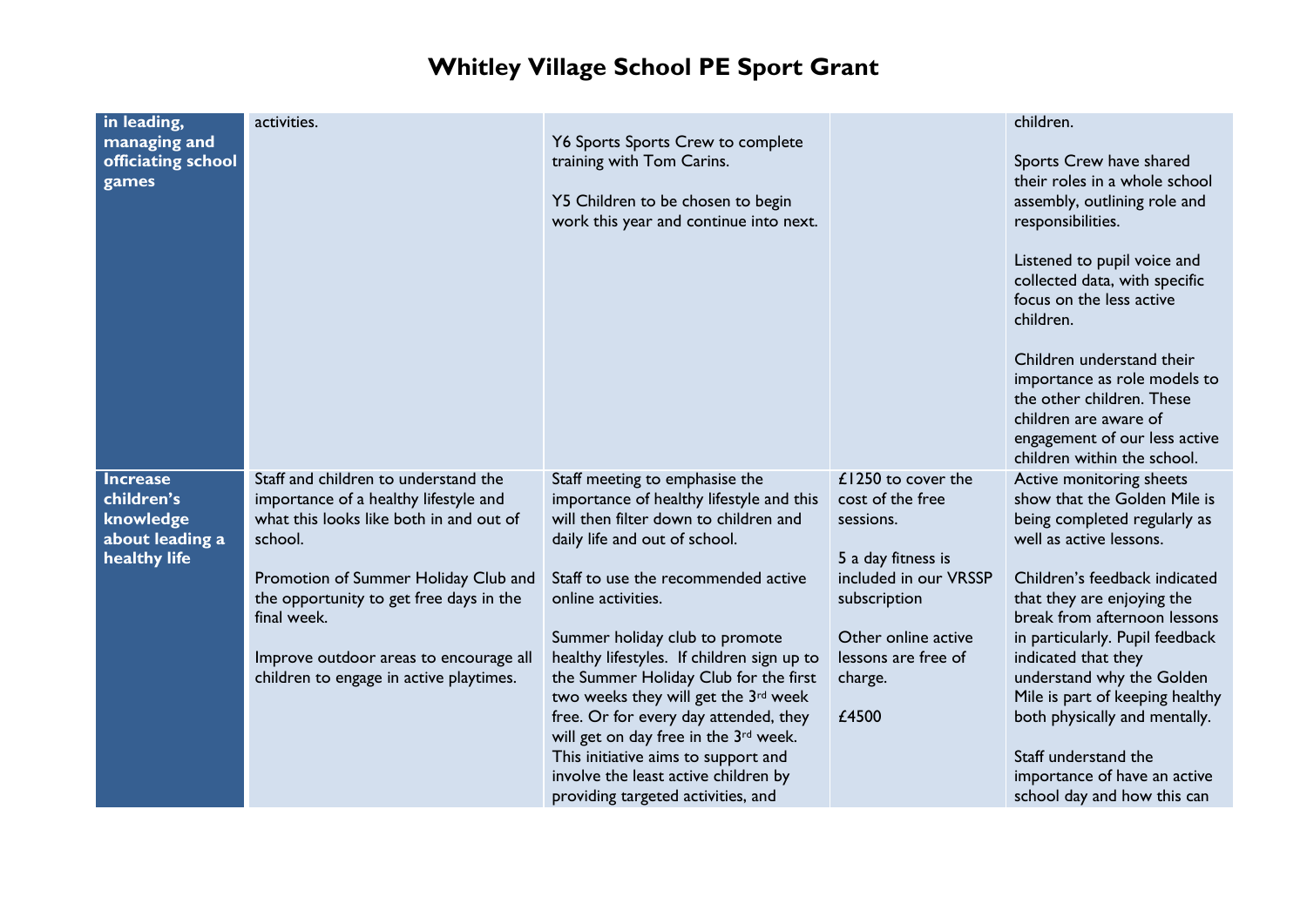# Whitley Village School PE Sport Grant

| | | | | |
|---|---|---|---|---|
| **in leading, managing and officiating school games** | activities. | Y6 Sports Sports Crew to complete training with Tom Carins.<br><br>Y5 Children to be chosen to begin work this year and continue into next. | | children.<br><br>Sports Crew have shared their roles in a whole school assembly, outlining role and responsibilities.<br><br>Listened to pupil voice and collected data, with specific focus on the less active children.<br><br>Children understand their importance as role models to the other children. These children are aware of engagement of our less active children within the school. |
| **Increase children's knowledge about leading a healthy life** | Staff and children to understand the importance of a healthy lifestyle and what this looks like both in and out of school.<br><br>Promotion of Summer Holiday Club and the opportunity to get free days in the final week.<br><br>Improve outdoor areas to encourage all children to engage in active playtimes. | Staff meeting to emphasise the importance of healthy lifestyle and this will then filter down to children and daily life and out of school.<br><br>Staff to use the recommended active online activities.<br><br>Summer holiday club to promote healthy lifestyles. If children sign up to the Summer Holiday Club for the first two weeks they will get the 3rd week free. Or for every day attended, they will get on day free in the 3rd week. This initiative aims to support and involve the least active children by providing targeted activities, and | £1250 to cover the cost of the free sessions.<br><br>5 a day fitness is included in our VRSSP subscription<br><br>Other online active lessons are free of charge.<br><br>£4500 | Active monitoring sheets show that the Golden Mile is being completed regularly as well as active lessons.<br><br>Children's feedback indicated that they are enjoying the break from afternoon lessons in particularly. Pupil feedback indicated that they understand why the Golden Mile is part of keeping healthy both physically and mentally.<br><br>Staff understand the importance of have an active school day and how this can |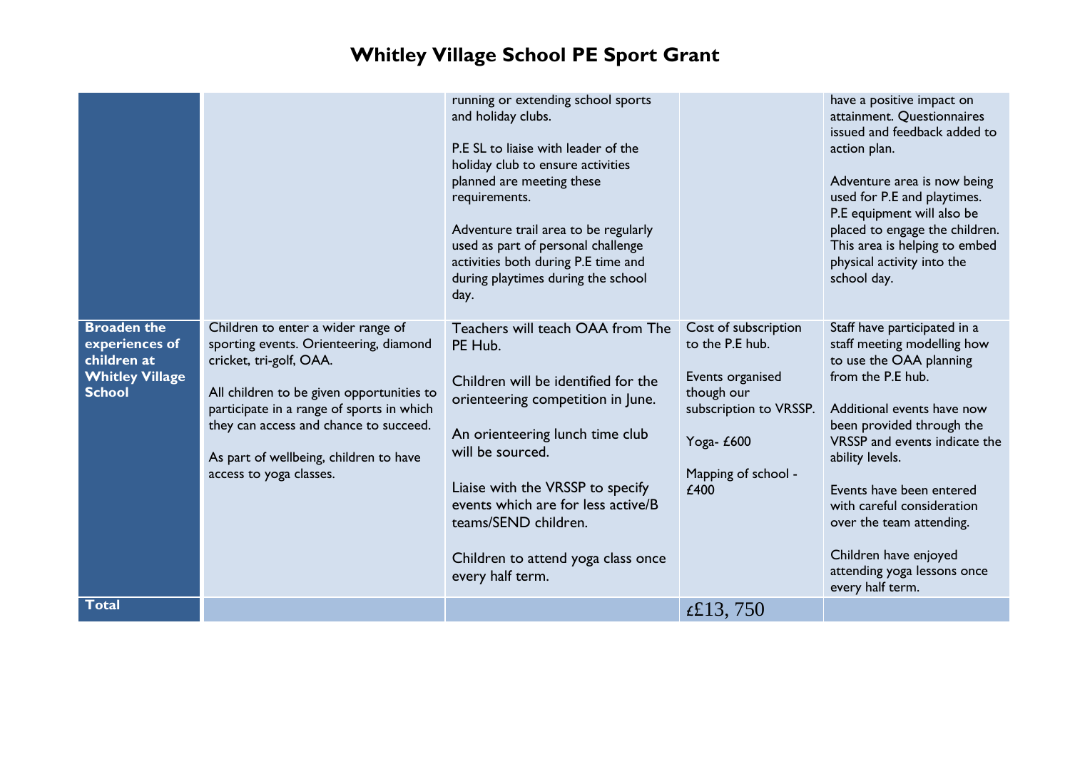# Whitley Village School PE Sport Grant

| | | | | |
|---|---|---|---|---|
| | | running or extending school sports and holiday clubs.<br><br>P.E SL to liaise with leader of the holiday club to ensure activities planned are meeting these requirements.<br><br>Adventure trail area to be regularly used as part of personal challenge activities both during P.E time and during playtimes during the school day. | | have a positive impact on attainment. Questionnaires issued and feedback added to action plan.<br><br>Adventure area is now being used for P.E and playtimes. P.E equipment will also be placed to engage the children. This area is helping to embed physical activity into the school day. |
| **Broaden the experiences of children at Whitley Village School** | Children to enter a wider range of sporting events. Orienteering, diamond cricket, tri-golf, OAA.<br><br>All children to be given opportunities to participate in a range of sports in which they can access and chance to succeed.<br><br>As part of wellbeing, children to have access to yoga classes. | Teachers will teach OAA from The PE Hub.<br><br>Children will be identified for the orienteering competition in June.<br><br>An orienteering lunch time club will be sourced.<br><br>Liaise with the VRSSP to specify events which are for less active/B teams/SEND children.<br><br>Children to attend yoga class once every half term. | Cost of subscription to the P.E hub.<br><br>Events organised though our subscription to VRSSP.<br><br>Yoga- £600<br><br>Mapping of school - £400 | Staff have participated in a staff meeting modelling how to use the OAA planning from the P.E hub.<br><br>Additional events have now been provided through the VRSSP and events indicate the ability levels.<br><br>Events have been entered with careful consideration over the team attending.<br><br>Children have enjoyed attending yoga lessons once every half term. |
| **Total** | | | ££13, 750 | |